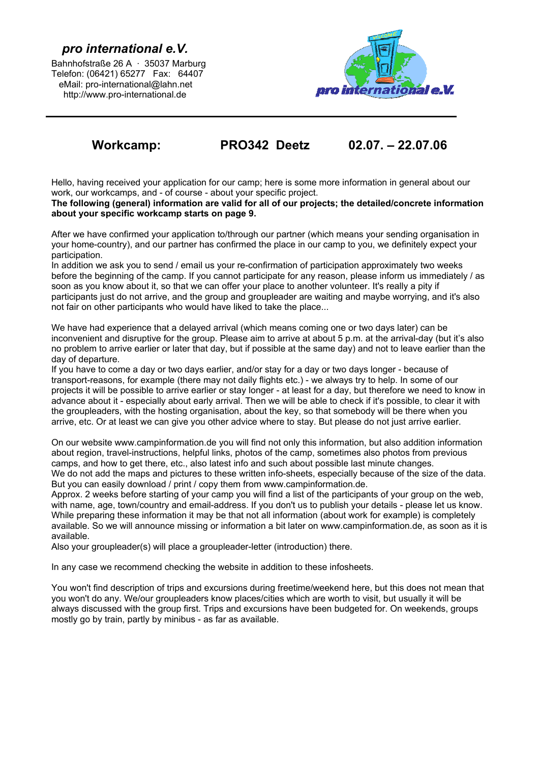# *pro international e.V.*

Bahnhofstraße 26 A · 35037 Marburg
Telefon: (06421) 65277 Fax: 64407
eMail: pro-international@lahn.net
http://www.pro-international.de

---

## Workcamp: PRO342 Deetz 02.07. – 22.07.06

Hello, having received your application for our camp; here is some more information in general about our work, our workcamps, and - of course - about your specific project.
**The following (general) information are valid for all of our projects; the detailed/concrete information about your specific workcamp starts on page 9.**

After we have confirmed your application to/through our partner (which means your sending organisation in your home-country), and our partner has confirmed the place in our camp to you, we definitely expect your participation.
In addition we ask you to send / email us your re-confirmation of participation approximately two weeks before the beginning of the camp. If you cannot participate for any reason, please inform us immediately / as soon as you know about it, so that we can offer your place to another volunteer. It's really a pity if participants just do not arrive, and the group and groupleader are waiting and maybe worrying, and it's also not fair on other participants who would have liked to take the place...

We have had experience that a delayed arrival (which means coming one or two days later) can be inconvenient and disruptive for the group. Please aim to arrive at about 5 p.m. at the arrival-day (but it's also no problem to arrive earlier or later that day, but if possible at the same day) and not to leave earlier than the day of departure.
If you have to come a day or two days earlier, and/or stay for a day or two days longer - because of transport-reasons, for example (there may not daily flights etc.) - we always try to help. In some of our projects it will be possible to arrive earlier or stay longer - at least for a day, but therefore we need to know in advance about it - especially about early arrival. Then we will be able to check if it's possible, to clear it with the groupleaders, with the hosting organisation, about the key, so that somebody will be there when you arrive, etc. Or at least we can give you other advice where to stay. But please do not just arrive earlier.

On our website www.campinformation.de you will find not only this information, but also addition information about region, travel-instructions, helpful links, photos of the camp, sometimes also photos from previous camps, and how to get there, etc., also latest info and such about possible last minute changes.
We do not add the maps and pictures to these written info-sheets, especially because of the size of the data. But you can easily download / print / copy them from www.campinformation.de.
Approx. 2 weeks before starting of your camp you will find a list of the participants of your group on the web, with name, age, town/country and email-address. If you don't us to publish your details - please let us know. While preparing these information it may be that not all information (about work for example) is completely available. So we will announce missing or information a bit later on www.campinformation.de, as soon as it is available.
Also your groupleader(s) will place a groupleader-letter (introduction) there.

In any case we recommend checking the website in addition to these infosheets.

You won't find description of trips and excursions during freetime/weekend here, but this does not mean that you won't do any. We/our groupleaders know places/cities which are worth to visit, but usually it will be always discussed with the group first. Trips and excursions have been budgeted for. On weekends, groups mostly go by train, partly by minibus - as far as available.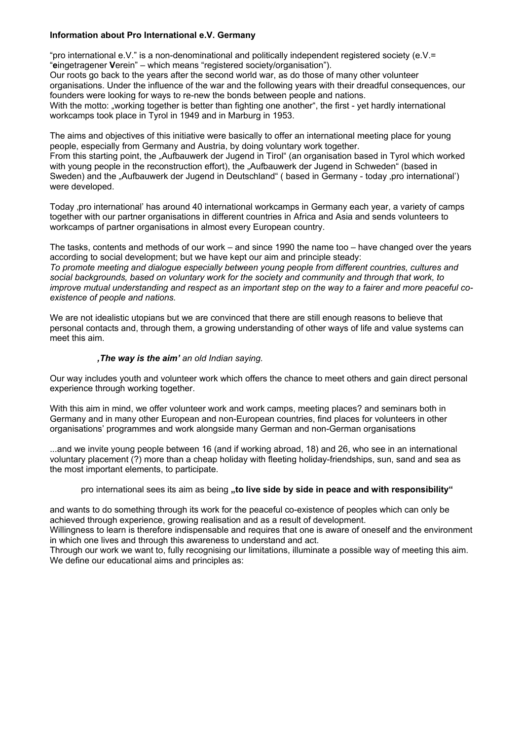**Information about Pro International e.V. Germany**

"pro international e.V." is a non-denominational and politically independent registered society (e.V.= "**e**ingetragener **V**erein" – which means "registered society/organisation").
Our roots go back to the years after the second world war, as do those of many other volunteer organisations. Under the influence of the war and the following years with their dreadful consequences, our founders were looking for ways to re-new the bonds between people and nations.
With the motto: „working together is better than fighting one another", the first - yet hardly international workcamps took place in Tyrol in 1949 and in Marburg in 1953.

The aims and objectives of this initiative were basically to offer an international meeting place for young people, especially from Germany and Austria, by doing voluntary work together.
From this starting point, the „Aufbauwerk der Jugend in Tirol" (an organisation based in Tyrol which worked with young people in the reconstruction effort), the „Aufbauwerk der Jugend in Schweden" (based in Sweden) and the „Aufbauwerk der Jugend in Deutschland" ( based in Germany - today ‚pro international') were developed.

Today ‚pro international' has around 40 international workcamps in Germany each year, a variety of camps together with our partner organisations in different countries in Africa and Asia and sends volunteers to workcamps of partner organisations in almost every European country.

The tasks, contents and methods of our work – and since 1990 the name too – have changed over the years according to social development; but we have kept our aim and principle steady:
*To promote meeting and dialogue especially between young people from different countries, cultures and social backgrounds, based on voluntary work for the society and community and through that work, to improve mutual understanding and respect as an important step on the way to a fairer and more peaceful co-existence of people and nations.*

We are not idealistic utopians but we are convinced that there are still enough reasons to believe that personal contacts and, through them, a growing understanding of other ways of life and value systems can meet this aim.

***‚The way is the aim'*** *an old Indian saying.*

Our way includes youth and volunteer work which offers the chance to meet others and gain direct personal experience through working together.

With this aim in mind, we offer volunteer work and work camps, meeting places? and seminars both in Germany and in many other European and non-European countries, find places for volunteers in other organisations' programmes and work alongside many German and non-German organisations

...and we invite young people between 16 (and if working abroad, 18) and 26, who see in an international voluntary placement (?) more than a cheap holiday with fleeting holiday-friendships, sun, sand and sea as the most important elements, to participate.

pro international sees its aim as being **„to live side by side in peace and with responsibility"**

and wants to do something through its work for the peaceful co-existence of peoples which can only be achieved through experience, growing realisation and as a result of development.
Willingness to learn is therefore indispensable and requires that one is aware of oneself and the environment in which one lives and through this awareness to understand and act.
Through our work we want to, fully recognising our limitations, illuminate a possible way of meeting this aim.
We define our educational aims and principles as: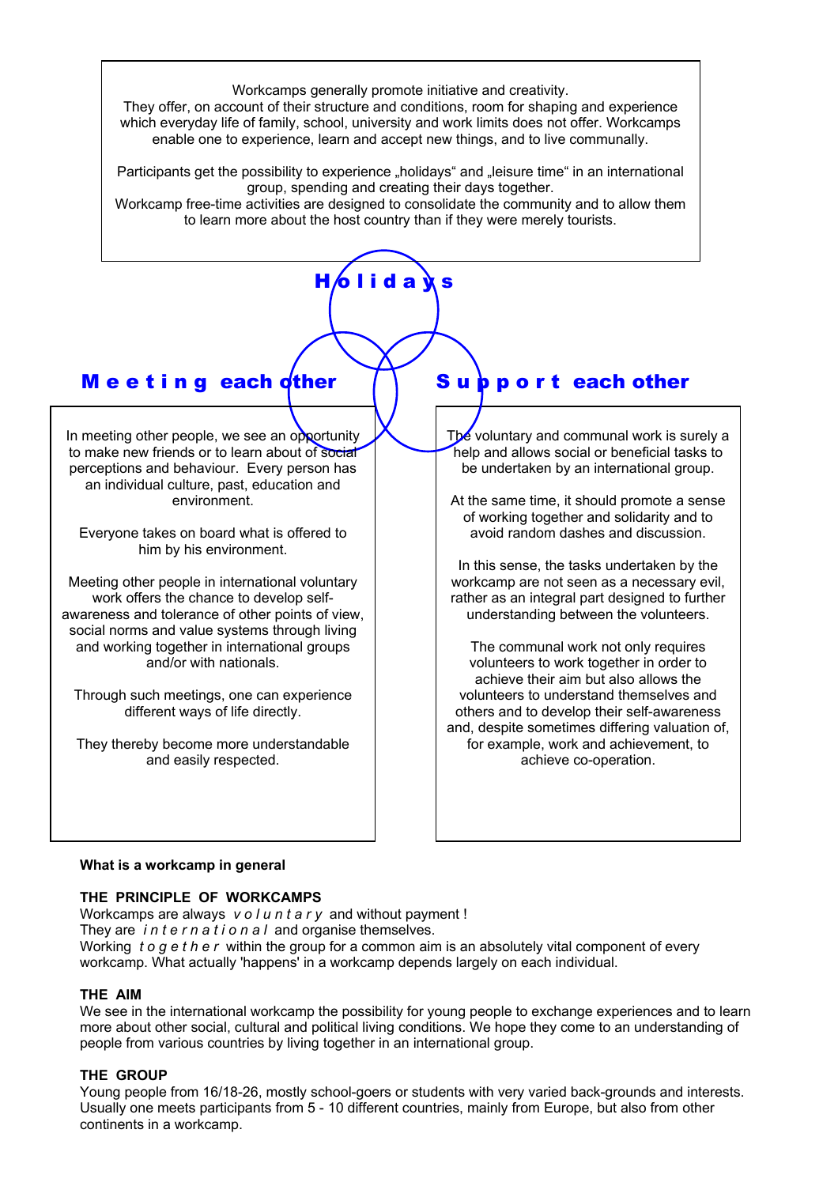Workcamps generally promote initiative and creativity.
They offer, on account of their structure and conditions, room for shaping and experience which everyday life of family, school, university and work limits does not offer. Workcamps enable one to experience, learn and accept new things, and to live communally.

Participants get the possibility to experience „holidays“ and „leisure time“ in an international group, spending and creating their days together.
Workcamp free-time activities are designed to consolidate the community and to allow them to learn more about the host country than if they were merely tourists.

## Holidays

## Meeting each other

In meeting other people, we see an opportunity to make new friends or to learn about of social perceptions and behaviour. Every person has an individual culture, past, education and environment.

Everyone takes on board what is offered to him by his environment.

Meeting other people in international voluntary work offers the chance to develop self-awareness and tolerance of other points of view, social norms and value systems through living and working together in international groups and/or with nationals.

Through such meetings, one can experience different ways of life directly.

They thereby become more understandable and easily respected.

## Support each other

The voluntary and communal work is surely a help and allows social or beneficial tasks to be undertaken by an international group.

At the same time, it should promote a sense of working together and solidarity and to avoid random dashes and discussion.

In this sense, the tasks undertaken by the workcamp are not seen as a necessary evil, rather as an integral part designed to further understanding between the volunteers.

The communal work not only requires volunteers to work together in order to achieve their aim but also allows the volunteers to understand themselves and others and to develop their self-awareness and, despite sometimes differing valuation of, for example, work and achievement, to achieve co-operation.

**What is a workcamp in general**

**THE PRINCIPLE OF WORKCAMPS**

Workcamps are always *voluntary* and without payment !
They are *international* and organise themselves.
Working *together* within the group for a common aim is an absolutely vital component of every workcamp. What actually 'happens' in a workcamp depends largely on each individual.

**THE AIM**

We see in the international workcamp the possibility for young people to exchange experiences and to learn more about other social, cultural and political living conditions. We hope they come to an understanding of people from various countries by living together in an international group.

**THE GROUP**

Young people from 16/18-26, mostly school-goers or students with very varied back-grounds and interests. Usually one meets participants from 5 - 10 different countries, mainly from Europe, but also from other continents in a workcamp.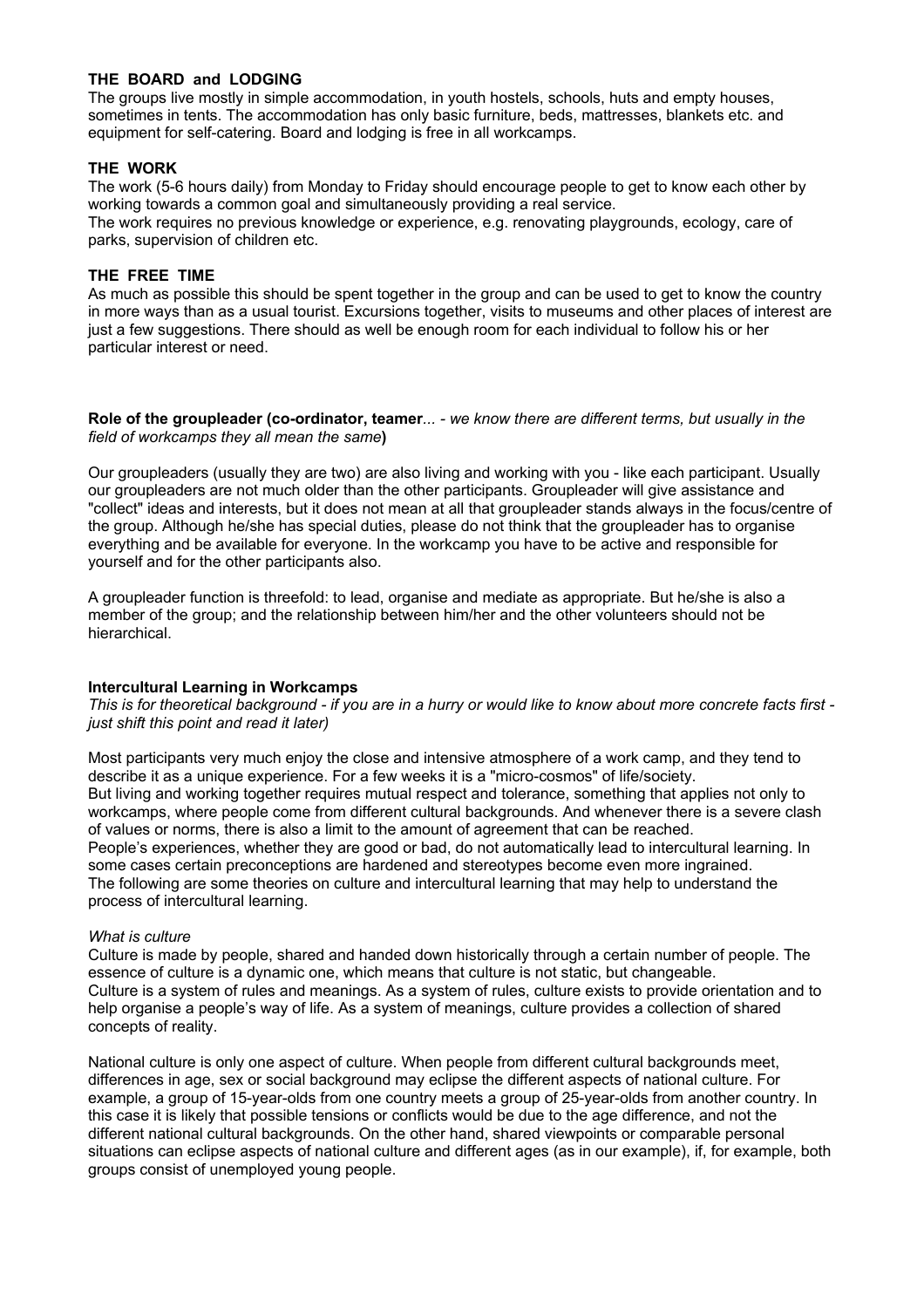### THE BOARD and LODGING

The groups live mostly in simple accommodation, in youth hostels, schools, huts and empty houses, sometimes in tents. The accommodation has only basic furniture, beds, mattresses, blankets etc. and equipment for self-catering. Board and lodging is free in all workcamps.

### THE WORK

The work (5-6 hours daily) from Monday to Friday should encourage people to get to know each other by working towards a common goal and simultaneously providing a real service.
The work requires no previous knowledge or experience, e.g. renovating playgrounds, ecology, care of parks, supervision of children etc.

### THE FREE TIME

As much as possible this should be spent together in the group and can be used to get to know the country in more ways than as a usual tourist. Excursions together, visits to museums and other places of interest are just a few suggestions. There should as well be enough room for each individual to follow his or her particular interest or need.

**Role of the groupleader (co-ordinator, teamer**... - *we know there are different terms, but usually in the field of workcamps they all mean the same***)**

Our groupleaders (usually they are two) are also living and working with you - like each participant. Usually our groupleaders are not much older than the other participants. Groupleader will give assistance and "collect" ideas and interests, but it does not mean at all that groupleader stands always in the focus/centre of the group. Although he/she has special duties, please do not think that the groupleader has to organise everything and be available for everyone. In the workcamp you have to be active and responsible for yourself and for the other participants also.

A groupleader function is threefold: to lead, organise and mediate as appropriate. But he/she is also a member of the group; and the relationship between him/her and the other volunteers should not be hierarchical.

**Intercultural Learning in Workcamps**

*This is for theoretical background - if you are in a hurry or would like to know about more concrete facts first - just shift this point and read it later)*

Most participants very much enjoy the close and intensive atmosphere of a work camp, and they tend to describe it as a unique experience. For a few weeks it is a "micro-cosmos" of life/society.
But living and working together requires mutual respect and tolerance, something that applies not only to workcamps, where people come from different cultural backgrounds. And whenever there is a severe clash of values or norms, there is also a limit to the amount of agreement that can be reached.
People's experiences, whether they are good or bad, do not automatically lead to intercultural learning. In some cases certain preconceptions are hardened and stereotypes become even more ingrained.
The following are some theories on culture and intercultural learning that may help to understand the process of intercultural learning.

*What is culture*

Culture is made by people, shared and handed down historically through a certain number of people. The essence of culture is a dynamic one, which means that culture is not static, but changeable.
Culture is a system of rules and meanings. As a system of rules, culture exists to provide orientation and to help organise a people's way of life. As a system of meanings, culture provides a collection of shared concepts of reality.

National culture is only one aspect of culture. When people from different cultural backgrounds meet, differences in age, sex or social background may eclipse the different aspects of national culture. For example, a group of 15-year-olds from one country meets a group of 25-year-olds from another country. In this case it is likely that possible tensions or conflicts would be due to the age difference, and not the different national cultural backgrounds. On the other hand, shared viewpoints or comparable personal situations can eclipse aspects of national culture and different ages (as in our example), if, for example, both groups consist of unemployed young people.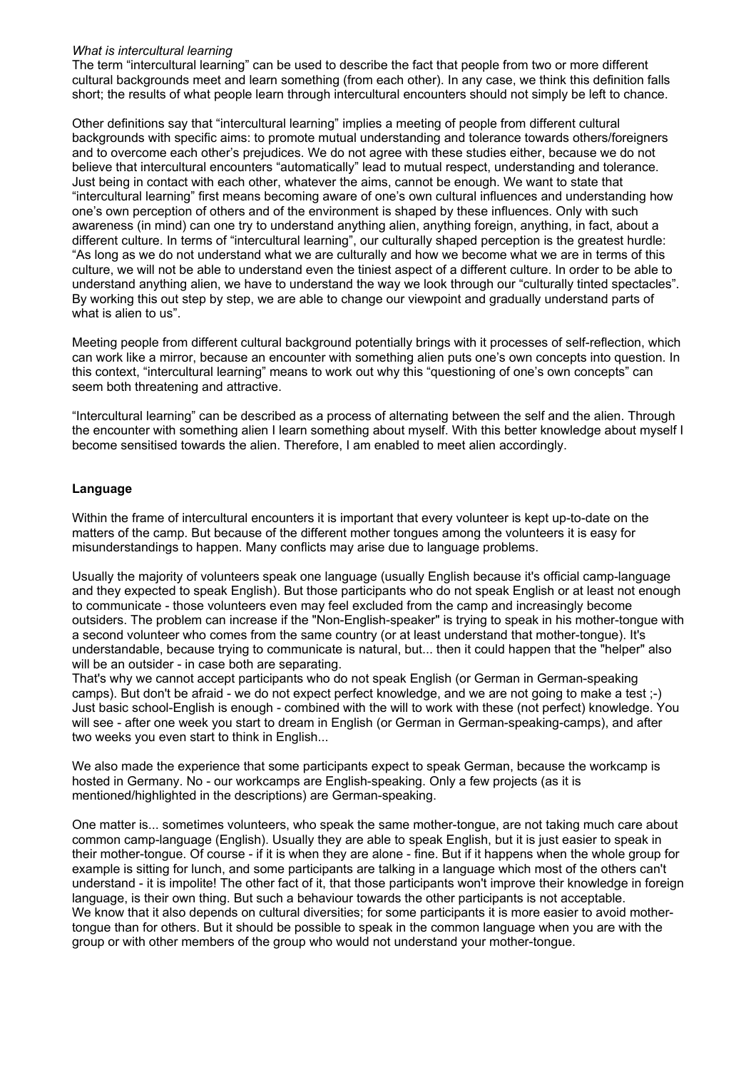*What is intercultural learning*

The term "intercultural learning" can be used to describe the fact that people from two or more different cultural backgrounds meet and learn something (from each other). In any case, we think this definition falls short; the results of what people learn through intercultural encounters should not simply be left to chance.

Other definitions say that "intercultural learning" implies a meeting of people from different cultural backgrounds with specific aims: to promote mutual understanding and tolerance towards others/foreigners and to overcome each other's prejudices. We do not agree with these studies either, because we do not believe that intercultural encounters "automatically" lead to mutual respect, understanding and tolerance. Just being in contact with each other, whatever the aims, cannot be enough. We want to state that "intercultural learning" first means becoming aware of one's own cultural influences and understanding how one's own perception of others and of the environment is shaped by these influences. Only with such awareness (in mind) can one try to understand anything alien, anything foreign, anything, in fact, about a different culture. In terms of "intercultural learning", our culturally shaped perception is the greatest hurdle: "As long as we do not understand what we are culturally and how we become what we are in terms of this culture, we will not be able to understand even the tiniest aspect of a different culture. In order to be able to understand anything alien, we have to understand the way we look through our "culturally tinted spectacles". By working this out step by step, we are able to change our viewpoint and gradually understand parts of what is alien to us".

Meeting people from different cultural background potentially brings with it processes of self-reflection, which can work like a mirror, because an encounter with something alien puts one's own concepts into question. In this context, "intercultural learning" means to work out why this "questioning of one's own concepts" can seem both threatening and attractive.

"Intercultural learning" can be described as a process of alternating between the self and the alien. Through the encounter with something alien I learn something about myself. With this better knowledge about myself I become sensitised towards the alien. Therefore, I am enabled to meet alien accordingly.

**Language**

Within the frame of intercultural encounters it is important that every volunteer is kept up-to-date on the matters of the camp. But because of the different mother tongues among the volunteers it is easy for misunderstandings to happen. Many conflicts may arise due to language problems.

Usually the majority of volunteers speak one language (usually English because it's official camp-language and they expected to speak English). But those participants who do not speak English or at least not enough to communicate - those volunteers even may feel excluded from the camp and increasingly become outsiders. The problem can increase if the "Non-English-speaker" is trying to speak in his mother-tongue with a second volunteer who comes from the same country (or at least understand that mother-tongue). It's understandable, because trying to communicate is natural, but... then it could happen that the "helper" also will be an outsider - in case both are separating.

That's why we cannot accept participants who do not speak English (or German in German-speaking camps). But don't be afraid - we do not expect perfect knowledge, and we are not going to make a test ;-) Just basic school-English is enough - combined with the will to work with these (not perfect) knowledge. You will see - after one week you start to dream in English (or German in German-speaking-camps), and after two weeks you even start to think in English...

We also made the experience that some participants expect to speak German, because the workcamp is hosted in Germany. No - our workcamps are English-speaking. Only a few projects (as it is mentioned/highlighted in the descriptions) are German-speaking.

One matter is... sometimes volunteers, who speak the same mother-tongue, are not taking much care about common camp-language (English). Usually they are able to speak English, but it is just easier to speak in their mother-tongue. Of course - if it is when they are alone - fine. But if it happens when the whole group for example is sitting for lunch, and some participants are talking in a language which most of the others can't understand - it is impolite! The other fact of it, that those participants won't improve their knowledge in foreign language, is their own thing. But such a behaviour towards the other participants is not acceptable.

We know that it also depends on cultural diversities; for some participants it is more easier to avoid mother-tongue than for others. But it should be possible to speak in the common language when you are with the group or with other members of the group who would not understand your mother-tongue.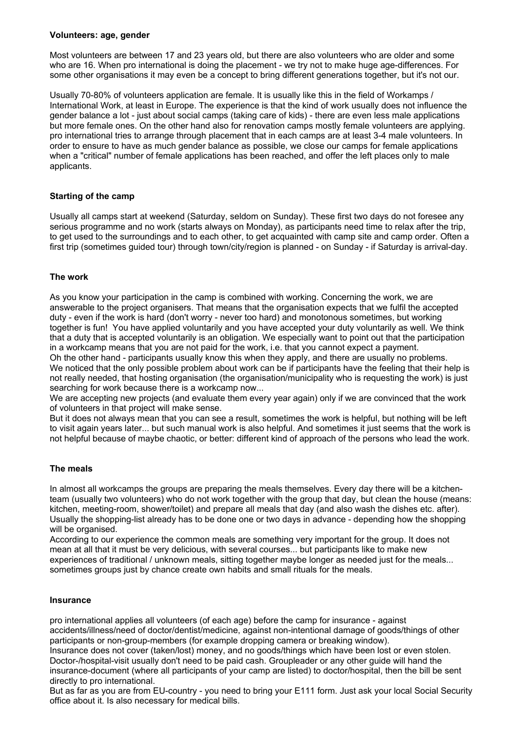**Volunteers: age, gender**

Most volunteers are between 17 and 23 years old, but there are also volunteers who are older and some who are 16. When pro international is doing the placement - we try not to make huge age-differences. For some other organisations it may even be a concept to bring different generations together, but it's not our.

Usually 70-80% of volunteers application are female. It is usually like this in the field of Workamps / International Work, at least in Europe. The experience is that the kind of work usually does not influence the gender balance a lot - just about social camps (taking care of kids) - there are even less male applications but more female ones. On the other hand also for renovation camps mostly female volunteers are applying. pro international tries to arrange through placement that in each camps are at least 3-4 male volunteers. In order to ensure to have as much gender balance as possible, we close our camps for female applications when a "critical" number of female applications has been reached, and offer the left places only to male applicants.

**Starting of the camp**

Usually all camps start at weekend (Saturday, seldom on Sunday). These first two days do not foresee any serious programme and no work (starts always on Monday), as participants need time to relax after the trip, to get used to the surroundings and to each other, to get acquainted with camp site and camp order. Often a first trip (sometimes guided tour) through town/city/region is planned - on Sunday - if Saturday is arrival-day.

**The work**

As you know your participation in the camp is combined with working. Concerning the work, we are answerable to the project organisers. That means that the organisation expects that we fulfil the accepted duty - even if the work is hard (don't worry - never too hard) and monotonous sometimes, but working together is fun! You have applied voluntarily and you have accepted your duty voluntarily as well. We think that a duty that is accepted voluntarily is an obligation. We especially want to point out that the participation in a workcamp means that you are not paid for the work, i.e. that you cannot expect a payment.
Oh the other hand - participants usually know this when they apply, and there are usually no problems.
We noticed that the only possible problem about work can be if participants have the feeling that their help is not really needed, that hosting organisation (the organisation/municipality who is requesting the work) is just searching for work because there is a workcamp now...
We are accepting new projects (and evaluate them every year again) only if we are convinced that the work of volunteers in that project will make sense.
But it does not always mean that you can see a result, sometimes the work is helpful, but nothing will be left to visit again years later... but such manual work is also helpful. And sometimes it just seems that the work is not helpful because of maybe chaotic, or better: different kind of approach of the persons who lead the work.

**The meals**

In almost all workcamps the groups are preparing the meals themselves. Every day there will be a kitchen-team (usually two volunteers) who do not work together with the group that day, but clean the house (means: kitchen, meeting-room, shower/toilet) and prepare all meals that day (and also wash the dishes etc. after). Usually the shopping-list already has to be done one or two days in advance - depending how the shopping will be organised.
According to our experience the common meals are something very important for the group. It does not mean at all that it must be very delicious, with several courses... but participants like to make new experiences of traditional / unknown meals, sitting together maybe longer as needed just for the meals... sometimes groups just by chance create own habits and small rituals for the meals.

**Insurance**

pro international applies all volunteers (of each age) before the camp for insurance - against accidents/illness/need of doctor/dentist/medicine, against non-intentional damage of goods/things of other participants or non-group-members (for example dropping camera or breaking window).
Insurance does not cover (taken/lost) money, and no goods/things which have been lost or even stolen.
Doctor-/hospital-visit usually don't need to be paid cash. Groupleader or any other guide will hand the insurance-document (where all participants of your camp are listed) to doctor/hospital, then the bill be sent directly to pro international.
But as far as you are from EU-country - you need to bring your E111 form. Just ask your local Social Security office about it. Is also necessary for medical bills.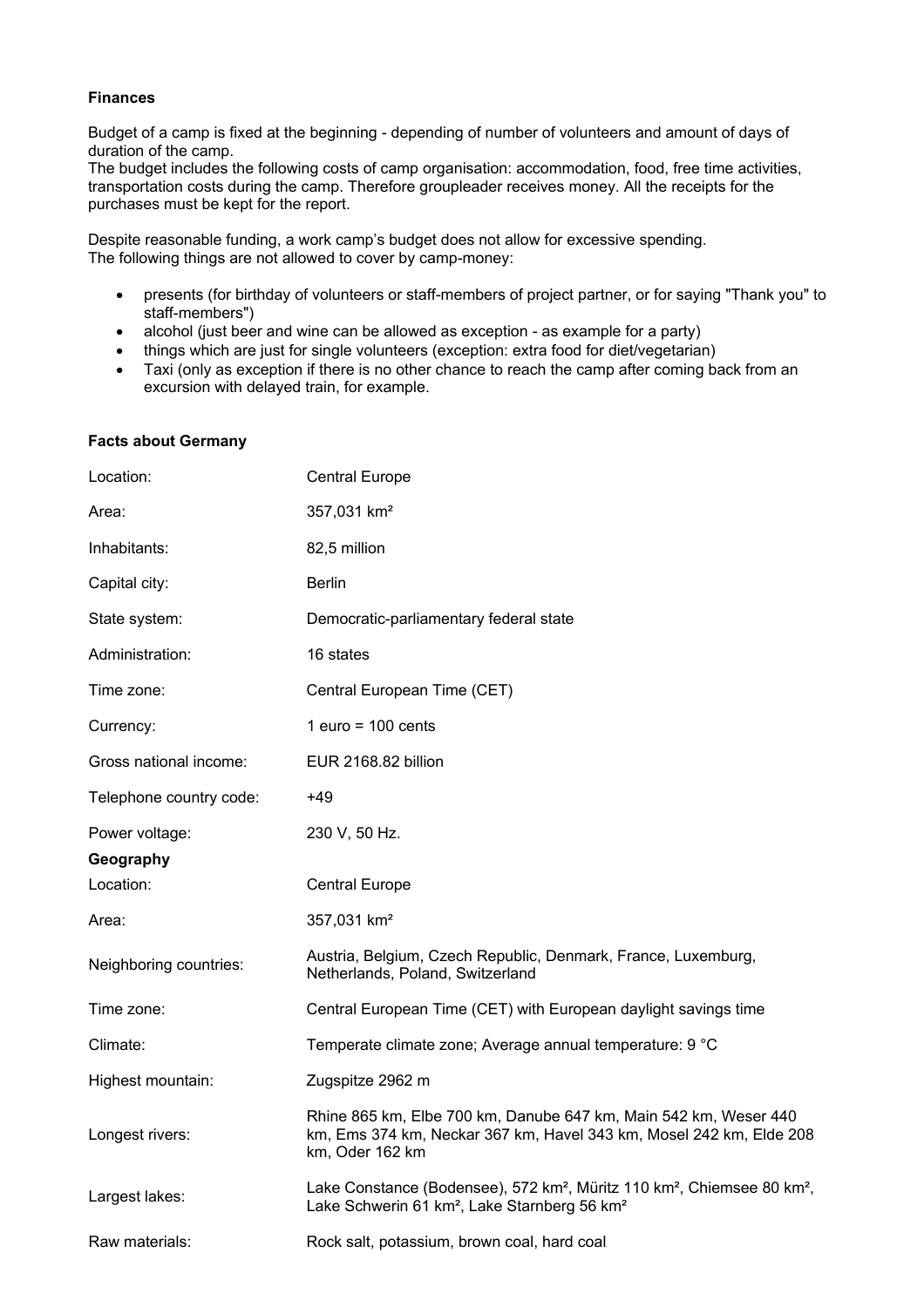**Finances**

Budget of a camp is fixed at the beginning - depending of number of volunteers and amount of days of duration of the camp.
The budget includes the following costs of camp organisation: accommodation, food, free time activities, transportation costs during the camp. Therefore groupleader receives money. All the receipts for the purchases must be kept for the report.

Despite reasonable funding, a work camp's budget does not allow for excessive spending.
The following things are not allowed to cover by camp-money:

- presents (for birthday of volunteers or staff-members of project partner, or for saying "Thank you" to staff-members")
- alcohol (just beer and wine can be allowed as exception - as example for a party)
- things which are just for single volunteers (exception: extra food for diet/vegetarian)
- Taxi (only as exception if there is no other chance to reach the camp after coming back from an excursion with delayed train, for example.

**Facts about Germany**

| | |
|---|---|
| Location: | Central Europe |
| Area: | 357,031 km² |
| Inhabitants: | 82,5 million |
| Capital city: | Berlin |
| State system: | Democratic-parliamentary federal state |
| Administration: | 16 states |
| Time zone: | Central European Time (CET) |
| Currency: | 1 euro = 100 cents |
| Gross national income: | EUR 2168.82 billion |
| Telephone country code: | +49 |
| Power voltage: | 230 V, 50 Hz. |

**Geography**

| | |
|---|---|
| Location: | Central Europe |
| Area: | 357,031 km² |
| Neighboring countries: | Austria, Belgium, Czech Republic, Denmark, France, Luxemburg, Netherlands, Poland, Switzerland |
| Time zone: | Central European Time (CET) with European daylight savings time |
| Climate: | Temperate climate zone; Average annual temperature: 9 °C |
| Highest mountain: | Zugspitze 2962 m |
| Longest rivers: | Rhine 865 km, Elbe 700 km, Danube 647 km, Main 542 km, Weser 440 km, Ems 374 km, Neckar 367 km, Havel 343 km, Mosel 242 km, Elde 208 km, Oder 162 km |
| Largest lakes: | Lake Constance (Bodensee), 572 km², Müritz 110 km², Chiemsee 80 km², Lake Schwerin 61 km², Lake Starnberg 56 km² |
| Raw materials: | Rock salt, potassium, brown coal, hard coal |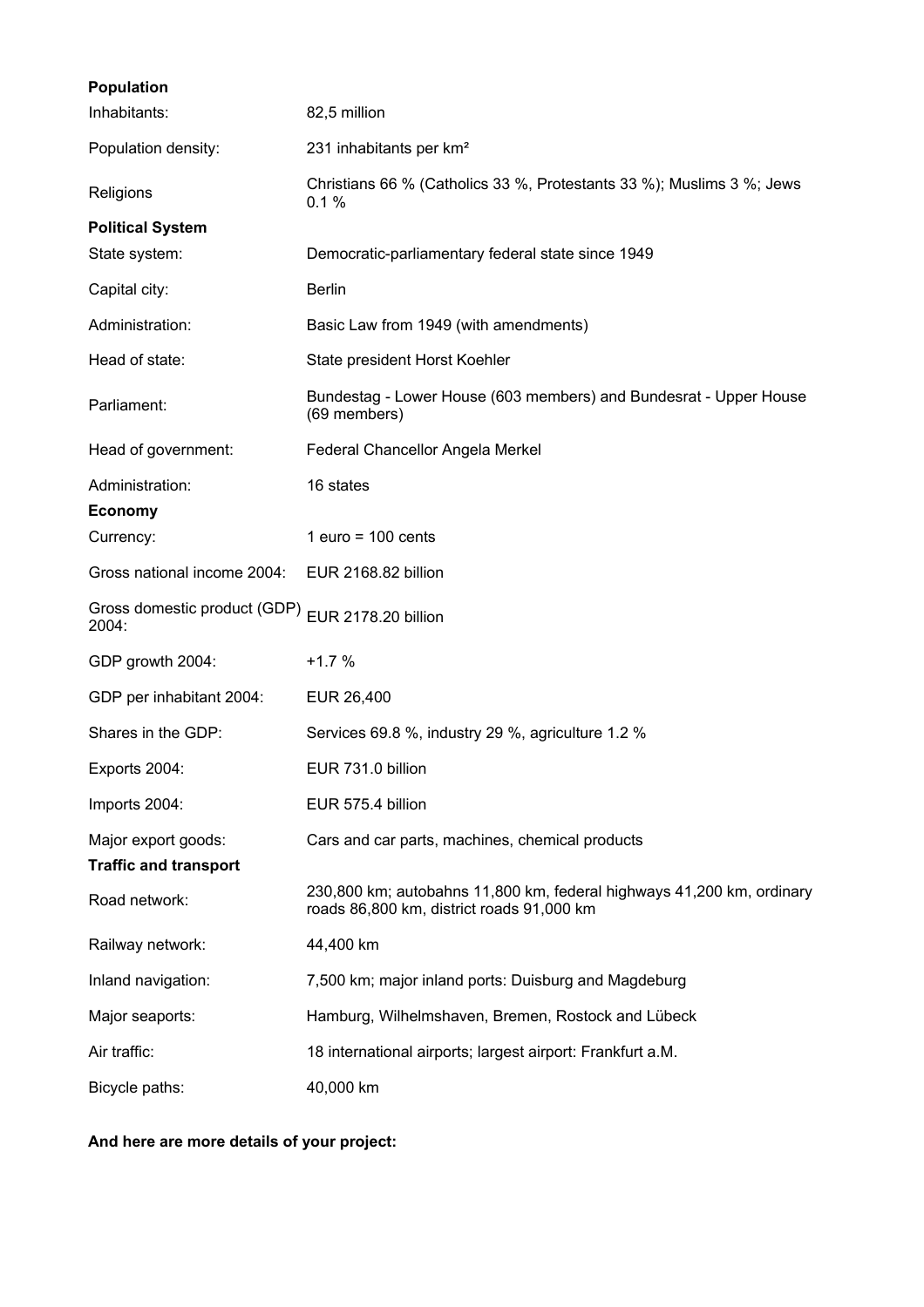**Population**

| | |
|---|---|
| Inhabitants: | 82,5 million |
| Population density: | 231 inhabitants per km² |
| Religions | Christians 66 % (Catholics 33 %, Protestants 33 %); Muslims 3 %; Jews 0.1 % |
| **Political System** | |
| State system: | Democratic-parliamentary federal state since 1949 |
| Capital city: | Berlin |
| Administration: | Basic Law from 1949 (with amendments) |
| Head of state: | State president Horst Koehler |
| Parliament: | Bundestag - Lower House (603 members) and Bundesrat - Upper House (69 members) |
| Head of government: | Federal Chancellor Angela Merkel |
| Administration: | 16 states |
| **Economy** | |
| Currency: | 1 euro = 100 cents |
| Gross national income 2004: | EUR 2168.82 billion |
| Gross domestic product (GDP) 2004: | EUR 2178.20 billion |
| GDP growth 2004: | +1.7 % |
| GDP per inhabitant 2004: | EUR 26,400 |
| Shares in the GDP: | Services 69.8 %, industry 29 %, agriculture 1.2 % |
| Exports 2004: | EUR 731.0 billion |
| Imports 2004: | EUR 575.4 billion |
| Major export goods: | Cars and car parts, machines, chemical products |
| **Traffic and transport** | |
| Road network: | 230,800 km; autobahns 11,800 km, federal highways 41,200 km, ordinary roads 86,800 km, district roads 91,000 km |
| Railway network: | 44,400 km |
| Inland navigation: | 7,500 km; major inland ports: Duisburg and Magdeburg |
| Major seaports: | Hamburg, Wilhelmshaven, Bremen, Rostock and Lübeck |
| Air traffic: | 18 international airports; largest airport: Frankfurt a.M. |
| Bicycle paths: | 40,000 km |

**And here are more details of your project:**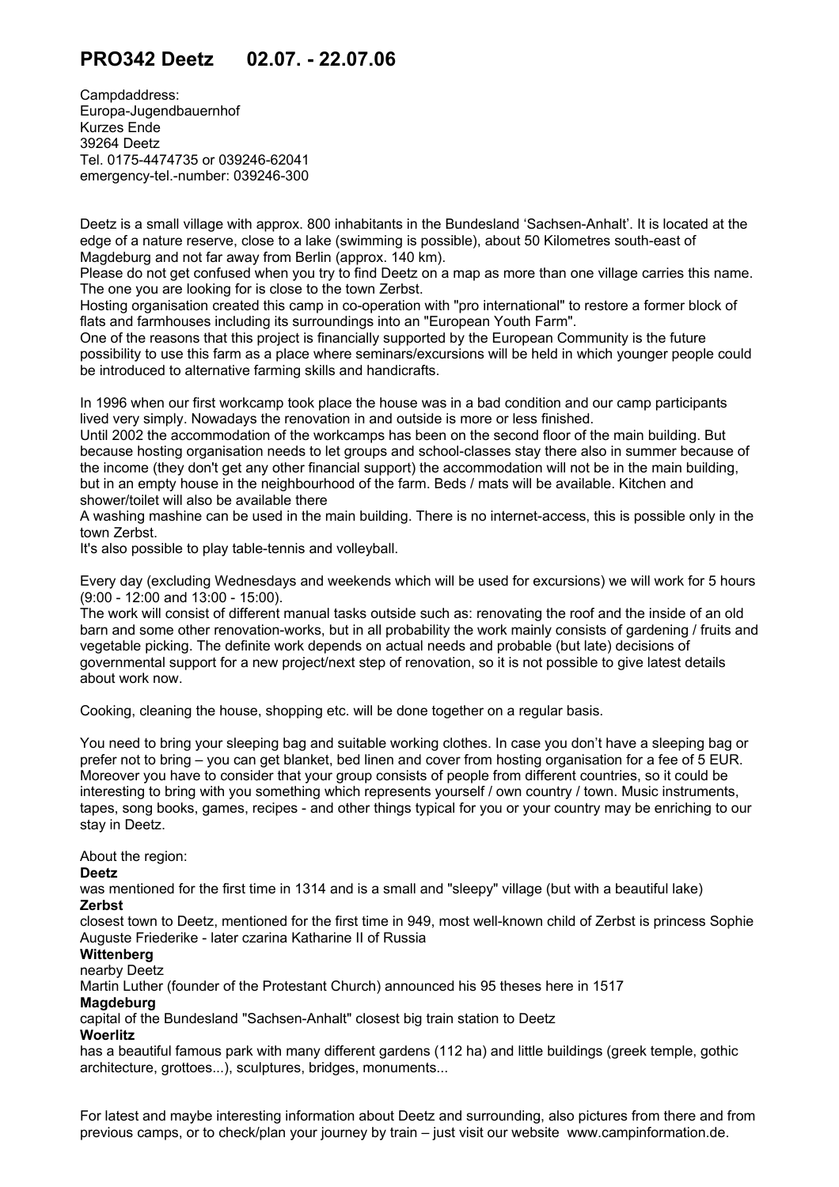# PRO342 Deetz 02.07. - 22.07.06

Campdaddress:
Europa-Jugendbauernhof
Kurzes Ende
39264 Deetz
Tel. 0175-4474735 or 039246-62041
emergency-tel.-number: 039246-300

Deetz is a small village with approx. 800 inhabitants in the Bundesland 'Sachsen-Anhalt'. It is located at the edge of a nature reserve, close to a lake (swimming is possible), about 50 Kilometres south-east of Magdeburg and not far away from Berlin (approx. 140 km).
Please do not get confused when you try to find Deetz on a map as more than one village carries this name. The one you are looking for is close to the town Zerbst.
Hosting organisation created this camp in co-operation with "pro international" to restore a former block of flats and farmhouses including its surroundings into an "European Youth Farm".
One of the reasons that this project is financially supported by the European Community is the future possibility to use this farm as a place where seminars/excursions will be held in which younger people could be introduced to alternative farming skills and handicrafts.

In 1996 when our first workcamp took place the house was in a bad condition and our camp participants lived very simply. Nowadays the renovation in and outside is more or less finished.
Until 2002 the accommodation of the workcamps has been on the second floor of the main building. But because hosting organisation needs to let groups and school-classes stay there also in summer because of the income (they don't get any other financial support) the accommodation will not be in the main building, but in an empty house in the neighbourhood of the farm. Beds / mats will be available. Kitchen and shower/toilet will also be available there
A washing mashine can be used in the main building. There is no internet-access, this is possible only in the town Zerbst.
It's also possible to play table-tennis and volleyball.

Every day (excluding Wednesdays and weekends which will be used for excursions) we will work for 5 hours (9:00 - 12:00 and 13:00 - 15:00).
The work will consist of different manual tasks outside such as: renovating the roof and the inside of an old barn and some other renovation-works, but in all probability the work mainly consists of gardening / fruits and vegetable picking. The definite work depends on actual needs and probable (but late) decisions of governmental support for a new project/next step of renovation, so it is not possible to give latest details about work now.

Cooking, cleaning the house, shopping etc. will be done together on a regular basis.

You need to bring your sleeping bag and suitable working clothes. In case you don't have a sleeping bag or prefer not to bring – you can get blanket, bed linen and cover from hosting organisation for a fee of 5 EUR. Moreover you have to consider that your group consists of people from different countries, so it could be interesting to bring with you something which represents yourself / own country / town. Music instruments, tapes, song books, games, recipes - and other things typical for you or your country may be enriching to our stay in Deetz.

About the region:

**Deetz**
was mentioned for the first time in 1314 and is a small and "sleepy" village (but with a beautiful lake)

**Zerbst**
closest town to Deetz, mentioned for the first time in 949, most well-known child of Zerbst is princess Sophie Auguste Friederike - later czarina Katharine II of Russia

**Wittenberg**
nearby Deetz
Martin Luther (founder of the Protestant Church) announced his 95 theses here in 1517

**Magdeburg**
capital of the Bundesland "Sachsen-Anhalt" closest big train station to Deetz

**Woerlitz**
has a beautiful famous park with many different gardens (112 ha) and little buildings (greek temple, gothic architecture, grottoes...), sculptures, bridges, monuments...

For latest and maybe interesting information about Deetz and surrounding, also pictures from there and from previous camps, or to check/plan your journey by train – just visit our website www.campinformation.de.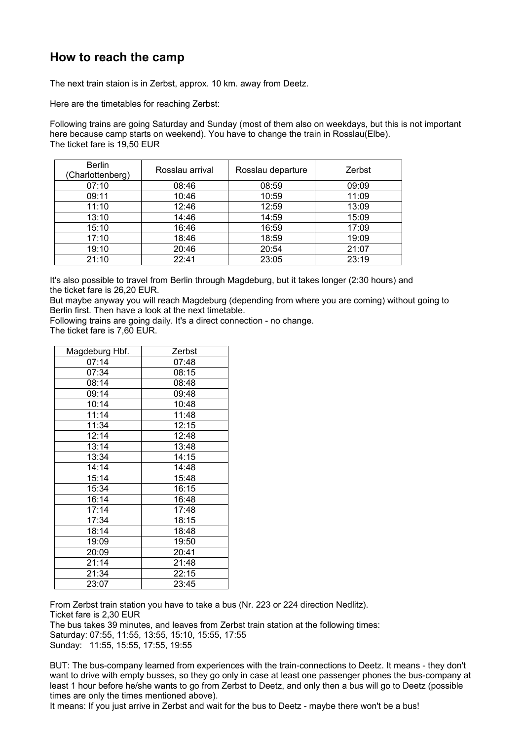## How to reach the camp

The next train staion is in Zerbst, approx. 10 km. away from Deetz.

Here are the timetables for reaching Zerbst:

Following trains are going Saturday and Sunday (most of them also on weekdays, but this is not important here because camp starts on weekend). You have to change the train in Rosslau(Elbe).
The ticket fare is 19,50 EUR

| Berlin (Charlottenberg) | Rosslau arrival | Rosslau departure | Zerbst |
|---|---|---|---|
| 07:10 | 08:46 | 08:59 | 09:09 |
| 09:11 | 10:46 | 10:59 | 11:09 |
| 11:10 | 12:46 | 12:59 | 13:09 |
| 13:10 | 14:46 | 14:59 | 15:09 |
| 15:10 | 16:46 | 16:59 | 17:09 |
| 17:10 | 18:46 | 18:59 | 19:09 |
| 19:10 | 20:46 | 20:54 | 21:07 |
| 21:10 | 22:41 | 23:05 | 23:19 |

It's also possible to travel from Berlin through Magdeburg, but it takes longer (2:30 hours) and the ticket fare is 26,20 EUR.
But maybe anyway you will reach Magdeburg (depending from where you are coming) without going to Berlin first. Then have a look at the next timetable.
Following trains are going daily. It's a direct connection - no change.
The ticket fare is 7,60 EUR.

| Magdeburg Hbf. | Zerbst |
|---|---|
| 07:14 | 07:48 |
| 07:34 | 08:15 |
| 08:14 | 08:48 |
| 09:14 | 09:48 |
| 10:14 | 10:48 |
| 11:14 | 11:48 |
| 11:34 | 12:15 |
| 12:14 | 12:48 |
| 13:14 | 13:48 |
| 13:34 | 14:15 |
| 14:14 | 14:48 |
| 15:14 | 15:48 |
| 15:34 | 16:15 |
| 16:14 | 16:48 |
| 17:14 | 17:48 |
| 17:34 | 18:15 |
| 18:14 | 18:48 |
| 19:09 | 19:50 |
| 20:09 | 20:41 |
| 21:14 | 21:48 |
| 21:34 | 22:15 |
| 23:07 | 23:45 |

From Zerbst train station you have to take a bus (Nr. 223 or 224 direction Nedlitz).
Ticket fare is 2,30 EUR
The bus takes 39 minutes, and leaves from Zerbst train station at the following times:
Saturday: 07:55, 11:55, 13:55, 15:10, 15:55, 17:55
Sunday: 11:55, 15:55, 17:55, 19:55

BUT: The bus-company learned from experiences with the train-connections to Deetz. It means - they don't want to drive with empty busses, so they go only in case at least one passenger phones the bus-company at least 1 hour before he/she wants to go from Zerbst to Deetz, and only then a bus will go to Deetz (possible times are only the times mentioned above).
It means: If you just arrive in Zerbst and wait for the bus to Deetz - maybe there won't be a bus!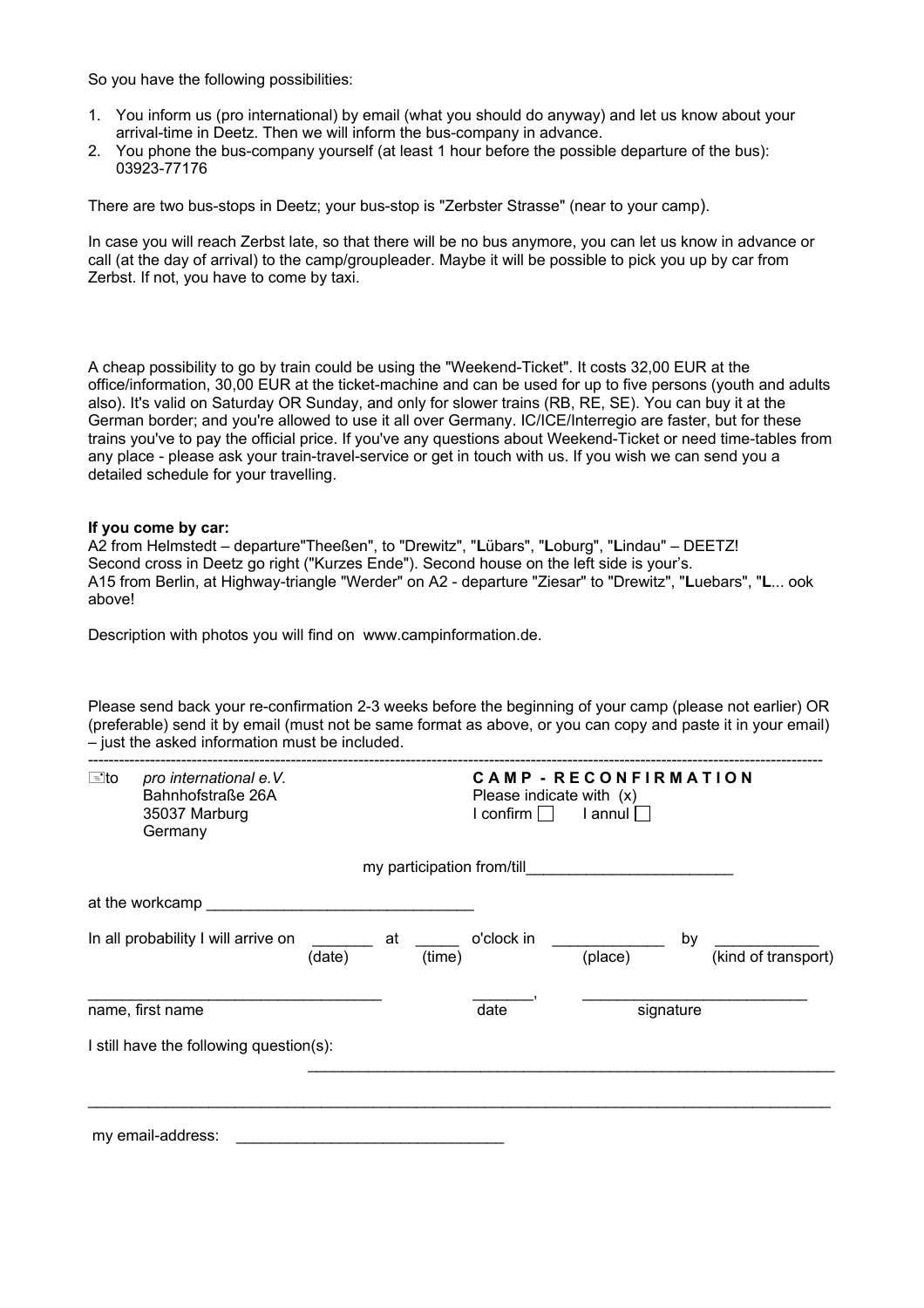So you have the following possibilities:

1. You inform us (pro international) by email (what you should do anyway) and let us know about your arrival-time in Deetz. Then we will inform the bus-company in advance.
2. You phone the bus-company yourself (at least 1 hour before the possible departure of the bus): 03923-77176

There are two bus-stops in Deetz; your bus-stop is "Zerbster Strasse" (near to your camp).

In case you will reach Zerbst late, so that there will be no bus anymore, you can let us know in advance or call (at the day of arrival) to the camp/groupleader. Maybe it will be possible to pick you up by car from Zerbst. If not, you have to come by taxi.

A cheap possibility to go by train could be using the "Weekend-Ticket". It costs 32,00 EUR at the office/information, 30,00 EUR at the ticket-machine and can be used for up to five persons (youth and adults also). It's valid on Saturday OR Sunday, and only for slower trains (RB, RE, SE). You can buy it at the German border; and you're allowed to use it all over Germany. IC/ICE/Interregio are faster, but for these trains you've to pay the official price. If you've any questions about Weekend-Ticket or need time-tables from any place - please ask your train-travel-service or get in touch with us. If you wish we can send you a detailed schedule for your travelling.

**If you come by car:**
A2 from Helmstedt – departure"Theeßen", to "Drewitz", "**L**übars", "**L**oburg", "**L**indau" – DEETZ!
Second cross in Deetz go right ("Kurzes Ende"). Second house on the left side is your's.
A15 from Berlin, at Highway-triangle "Werder" on A2 - departure "Ziesar" to "Drewitz", "**L**uebars", "**L**... ook above!

Description with photos you will find on www.campinformation.de.

Please send back your re-confirmation 2-3 weeks before the beginning of your camp (please not earlier) OR (preferable) send it by email (must not be same format as above, or you can copy and paste it in your email) – just the asked information must be included.

---

to *pro international e.V.*
Bahnhofstraße 26A
35037 Marburg
Germany

**C A M P - R E C O N F I R M A T I O N**
Please indicate with (x)
I confirm ☐ I annul ☐

my participation from/till________________________

at the workcamp _______________________________

In all probability I will arrive on _______ (date) at _____ (time) o'clock in _____________ (place) by ___________ (kind of transport)

_________________________________ name, first name

_______, date

_________________________ signature

I still have the following question(s): _______________________________________________

_______________________________________________________________________________

my email-address: _______________________________